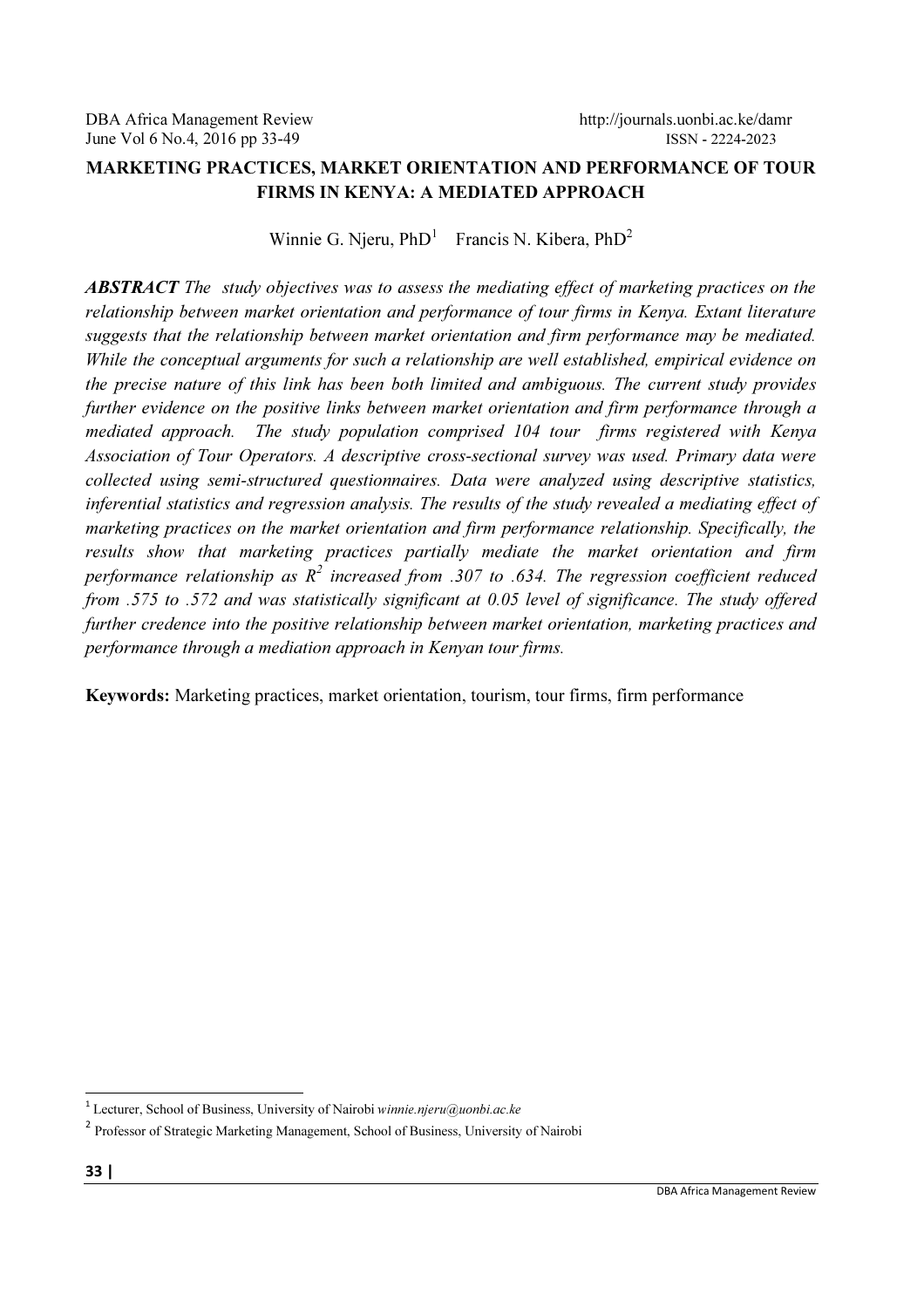# MARKETING PRACTICES, MARKET ORIENTATION AND PERFORMANCE OF TOUR FIRMS IN KENYA: A MEDIATED APPROACH

Winnie G. Njeru, PhD[1]   Francis N. Kibera, PhD[2]

***ABSTRACT*** *The study objectives was to assess the mediating effect of marketing practices on the relationship between market orientation and performance of tour firms in Kenya. Extant literature suggests that the relationship between market orientation and firm performance may be mediated. While the conceptual arguments for such a relationship are well established, empirical evidence on the precise nature of this link has been both limited and ambiguous. The current study provides further evidence on the positive links between market orientation and firm performance through a mediated approach. The study population comprised 104 tour firms registered with Kenya Association of Tour Operators. A descriptive cross-sectional survey was used. Primary data were collected using semi-structured questionnaires. Data were analyzed using descriptive statistics, inferential statistics and regression analysis. The results of the study revealed a mediating effect of marketing practices on the market orientation and firm performance relationship. Specifically, the results show that marketing practices partially mediate the market orientation and firm performance relationship as $R^2$ increased from .307 to .634. The regression coefficient reduced from .575 to .572 and was statistically significant at 0.05 level of significance. The study offered further credence into the positive relationship between market orientation, marketing practices and performance through a mediation approach in Kenyan tour firms.*

**Keywords:** Marketing practices, market orientation, tourism, tour firms, firm performance

---

[1] Lecturer, School of Business, University of Nairobi *winnie.njeru@uonbi.ac.ke*

[2] Professor of Strategic Marketing Management, School of Business, University of Nairobi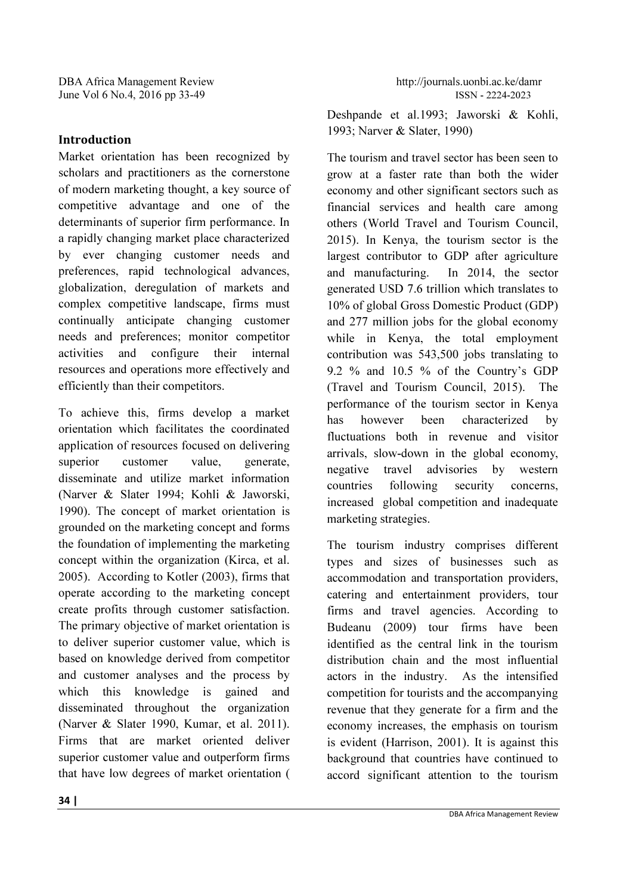## Introduction

Market orientation has been recognized by scholars and practitioners as the cornerstone of modern marketing thought, a key source of competitive advantage and one of the determinants of superior firm performance. In a rapidly changing market place characterized by ever changing customer needs and preferences, rapid technological advances, globalization, deregulation of markets and complex competitive landscape, firms must continually anticipate changing customer needs and preferences; monitor competitor activities and configure their internal resources and operations more effectively and efficiently than their competitors.

To achieve this, firms develop a market orientation which facilitates the coordinated application of resources focused on delivering superior customer value, generate, disseminate and utilize market information (Narver & Slater 1994; Kohli & Jaworski, 1990). The concept of market orientation is grounded on the marketing concept and forms the foundation of implementing the marketing concept within the organization (Kirca, et al. 2005). According to Kotler (2003), firms that operate according to the marketing concept create profits through customer satisfaction. The primary objective of market orientation is to deliver superior customer value, which is based on knowledge derived from competitor and customer analyses and the process by which this knowledge is gained and disseminated throughout the organization (Narver & Slater 1990, Kumar, et al. 2011). Firms that are market oriented deliver superior customer value and outperform firms that have low degrees of market orientation ( Deshpande et al.1993; Jaworski & Kohli, 1993; Narver & Slater, 1990)

The tourism and travel sector has been seen to grow at a faster rate than both the wider economy and other significant sectors such as financial services and health care among others (World Travel and Tourism Council, 2015). In Kenya, the tourism sector is the largest contributor to GDP after agriculture and manufacturing. In 2014, the sector generated USD 7.6 trillion which translates to 10% of global Gross Domestic Product (GDP) and 277 million jobs for the global economy while in Kenya, the total employment contribution was 543,500 jobs translating to 9.2 % and 10.5 % of the Country's GDP (Travel and Tourism Council, 2015). The performance of the tourism sector in Kenya has however been characterized by fluctuations both in revenue and visitor arrivals, slow-down in the global economy, negative travel advisories by western countries following security concerns, increased global competition and inadequate marketing strategies.

The tourism industry comprises different types and sizes of businesses such as accommodation and transportation providers, catering and entertainment providers, tour firms and travel agencies. According to Budeanu (2009) tour firms have been identified as the central link in the tourism distribution chain and the most influential actors in the industry. As the intensified competition for tourists and the accompanying revenue that they generate for a firm and the economy increases, the emphasis on tourism is evident (Harrison, 2001). It is against this background that countries have continued to accord significant attention to the tourism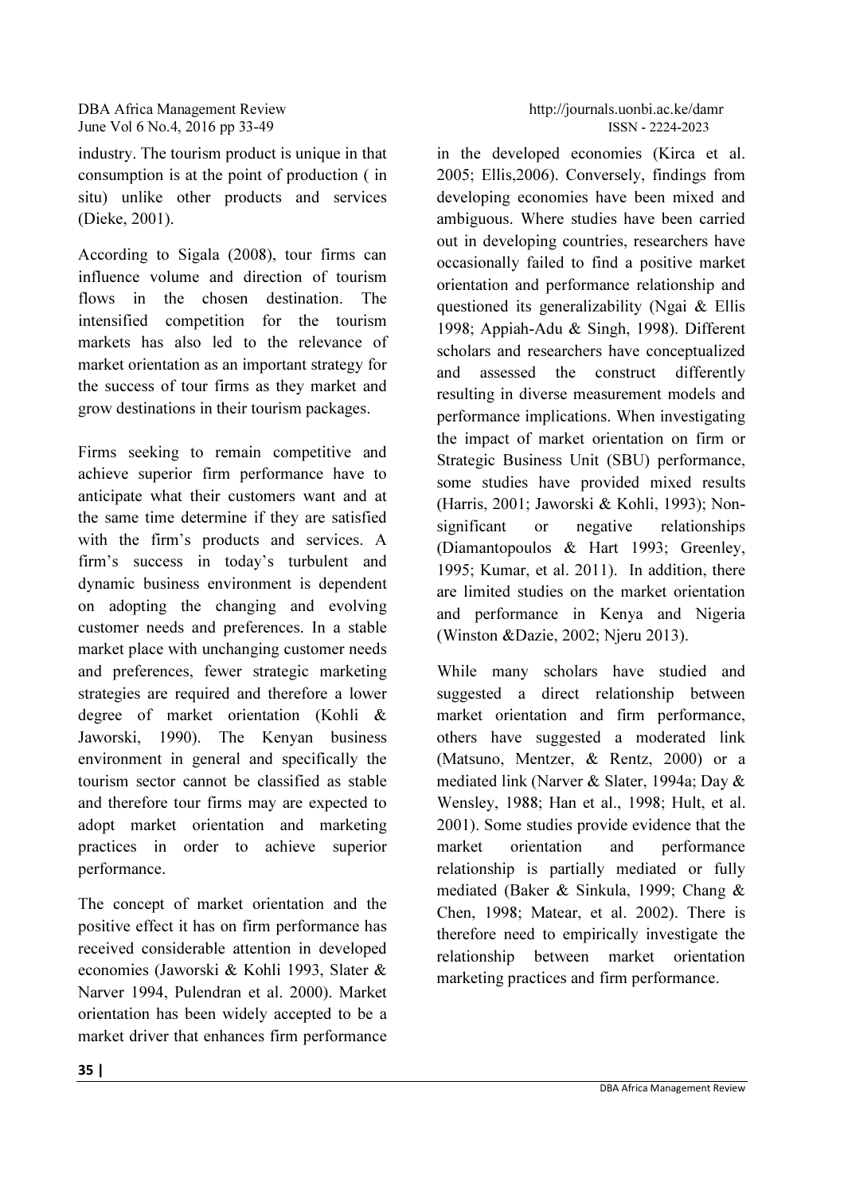industry. The tourism product is unique in that consumption is at the point of production ( in situ) unlike other products and services (Dieke, 2001).

According to Sigala (2008), tour firms can influence volume and direction of tourism flows in the chosen destination. The intensified competition for the tourism markets has also led to the relevance of market orientation as an important strategy for the success of tour firms as they market and grow destinations in their tourism packages.

Firms seeking to remain competitive and achieve superior firm performance have to anticipate what their customers want and at the same time determine if they are satisfied with the firm's products and services. A firm's success in today's turbulent and dynamic business environment is dependent on adopting the changing and evolving customer needs and preferences. In a stable market place with unchanging customer needs and preferences, fewer strategic marketing strategies are required and therefore a lower degree of market orientation (Kohli & Jaworski, 1990). The Kenyan business environment in general and specifically the tourism sector cannot be classified as stable and therefore tour firms may are expected to adopt market orientation and marketing practices in order to achieve superior performance.

The concept of market orientation and the positive effect it has on firm performance has received considerable attention in developed economies (Jaworski & Kohli 1993, Slater & Narver 1994, Pulendran et al. 2000). Market orientation has been widely accepted to be a market driver that enhances firm performance in the developed economies (Kirca et al. 2005; Ellis,2006). Conversely, findings from developing economies have been mixed and ambiguous. Where studies have been carried out in developing countries, researchers have occasionally failed to find a positive market orientation and performance relationship and questioned its generalizability (Ngai & Ellis 1998; Appiah-Adu & Singh, 1998). Different scholars and researchers have conceptualized and assessed the construct differently resulting in diverse measurement models and performance implications. When investigating the impact of market orientation on firm or Strategic Business Unit (SBU) performance, some studies have provided mixed results (Harris, 2001; Jaworski & Kohli, 1993); Non-significant or negative relationships (Diamantopoulos & Hart 1993; Greenley, 1995; Kumar, et al. 2011). In addition, there are limited studies on the market orientation and performance in Kenya and Nigeria (Winston &Dazie, 2002; Njeru 2013).

While many scholars have studied and suggested a direct relationship between market orientation and firm performance, others have suggested a moderated link (Matsuno, Mentzer, & Rentz, 2000) or a mediated link (Narver & Slater, 1994a; Day & Wensley, 1988; Han et al., 1998; Hult, et al. 2001). Some studies provide evidence that the market orientation and performance relationship is partially mediated or fully mediated (Baker & Sinkula, 1999; Chang & Chen, 1998; Matear, et al. 2002). There is therefore need to empirically investigate the relationship between market orientation marketing practices and firm performance.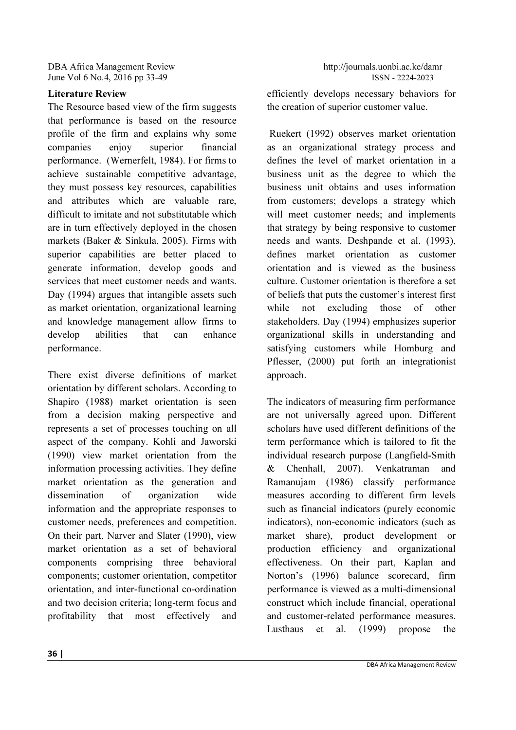## Literature Review

The Resource based view of the firm suggests that performance is based on the resource profile of the firm and explains why some companies enjoy superior financial performance. (Wernerfelt, 1984). For firms to achieve sustainable competitive advantage, they must possess key resources, capabilities and attributes which are valuable rare, difficult to imitate and not substitutable which are in turn effectively deployed in the chosen markets (Baker & Sinkula, 2005). Firms with superior capabilities are better placed to generate information, develop goods and services that meet customer needs and wants. Day (1994) argues that intangible assets such as market orientation, organizational learning and knowledge management allow firms to develop abilities that can enhance performance.

There exist diverse definitions of market orientation by different scholars. According to Shapiro (1988) market orientation is seen from a decision making perspective and represents a set of processes touching on all aspect of the company. Kohli and Jaworski (1990) view market orientation from the information processing activities. They define market orientation as the generation and dissemination of organization wide information and the appropriate responses to customer needs, preferences and competition. On their part, Narver and Slater (1990), view market orientation as a set of behavioral components comprising three behavioral components; customer orientation, competitor orientation, and inter-functional co-ordination and two decision criteria; long-term focus and profitability that most effectively and efficiently develops necessary behaviors for the creation of superior customer value.

Ruekert (1992) observes market orientation as an organizational strategy process and defines the level of market orientation in a business unit as the degree to which the business unit obtains and uses information from customers; develops a strategy which will meet customer needs; and implements that strategy by being responsive to customer needs and wants. Deshpande et al. (1993), defines market orientation as customer orientation and is viewed as the business culture. Customer orientation is therefore a set of beliefs that puts the customer's interest first while not excluding those of other stakeholders. Day (1994) emphasizes superior organizational skills in understanding and satisfying customers while Homburg and Pflesser, (2000) put forth an integrationist approach.

The indicators of measuring firm performance are not universally agreed upon. Different scholars have used different definitions of the term performance which is tailored to fit the individual research purpose (Langfield-Smith & Chenhall, 2007). Venkatraman and Ramanujam (1986) classify performance measures according to different firm levels such as financial indicators (purely economic indicators), non-economic indicators (such as market share), product development or production efficiency and organizational effectiveness. On their part, Kaplan and Norton's (1996) balance scorecard, firm performance is viewed as a multi-dimensional construct which include financial, operational and customer-related performance measures. Lusthaus et al. (1999) propose the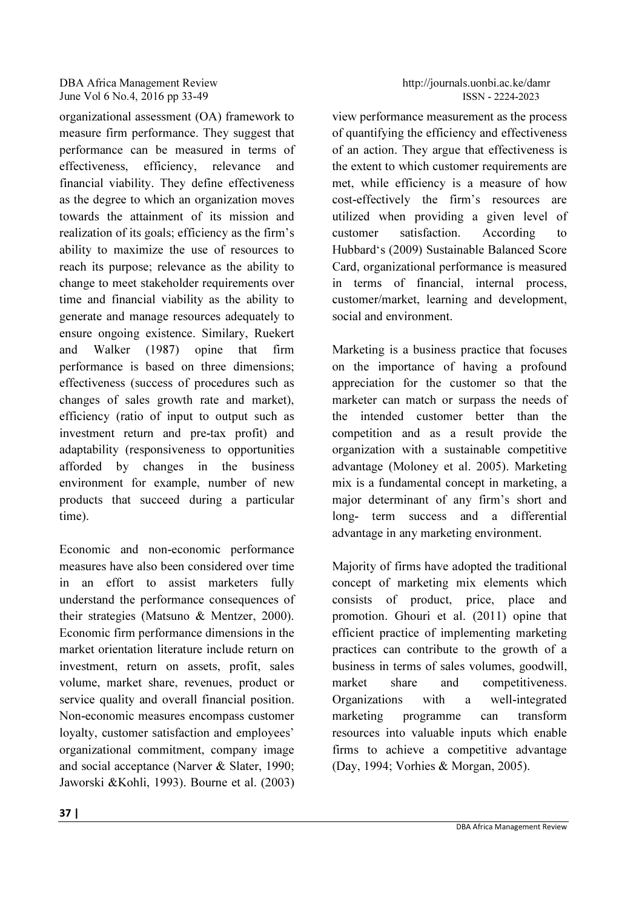organizational assessment (OA) framework to measure firm performance. They suggest that performance can be measured in terms of effectiveness, efficiency, relevance and financial viability. They define effectiveness as the degree to which an organization moves towards the attainment of its mission and realization of its goals; efficiency as the firm's ability to maximize the use of resources to reach its purpose; relevance as the ability to change to meet stakeholder requirements over time and financial viability as the ability to generate and manage resources adequately to ensure ongoing existence. Similary, Ruekert and Walker (1987) opine that firm performance is based on three dimensions; effectiveness (success of procedures such as changes of sales growth rate and market), efficiency (ratio of input to output such as investment return and pre-tax profit) and adaptability (responsiveness to opportunities afforded by changes in the business environment for example, number of new products that succeed during a particular time).

Economic and non-economic performance measures have also been considered over time in an effort to assist marketers fully understand the performance consequences of their strategies (Matsuno & Mentzer, 2000). Economic firm performance dimensions in the market orientation literature include return on investment, return on assets, profit, sales volume, market share, revenues, product or service quality and overall financial position. Non-economic measures encompass customer loyalty, customer satisfaction and employees' organizational commitment, company image and social acceptance (Narver & Slater, 1990; Jaworski &Kohli, 1993). Bourne et al. (2003) view performance measurement as the process of quantifying the efficiency and effectiveness of an action. They argue that effectiveness is the extent to which customer requirements are met, while efficiency is a measure of how cost-effectively the firm's resources are utilized when providing a given level of customer satisfaction. According to Hubbard's (2009) Sustainable Balanced Score Card, organizational performance is measured in terms of financial, internal process, customer/market, learning and development, social and environment.

Marketing is a business practice that focuses on the importance of having a profound appreciation for the customer so that the marketer can match or surpass the needs of the intended customer better than the competition and as a result provide the organization with a sustainable competitive advantage (Moloney et al. 2005). Marketing mix is a fundamental concept in marketing, a major determinant of any firm's short and long- term success and a differential advantage in any marketing environment.

Majority of firms have adopted the traditional concept of marketing mix elements which consists of product, price, place and promotion. Ghouri et al. (2011) opine that efficient practice of implementing marketing practices can contribute to the growth of a business in terms of sales volumes, goodwill, market share and competitiveness. Organizations with a well-integrated marketing programme can transform resources into valuable inputs which enable firms to achieve a competitive advantage (Day, 1994; Vorhies & Morgan, 2005).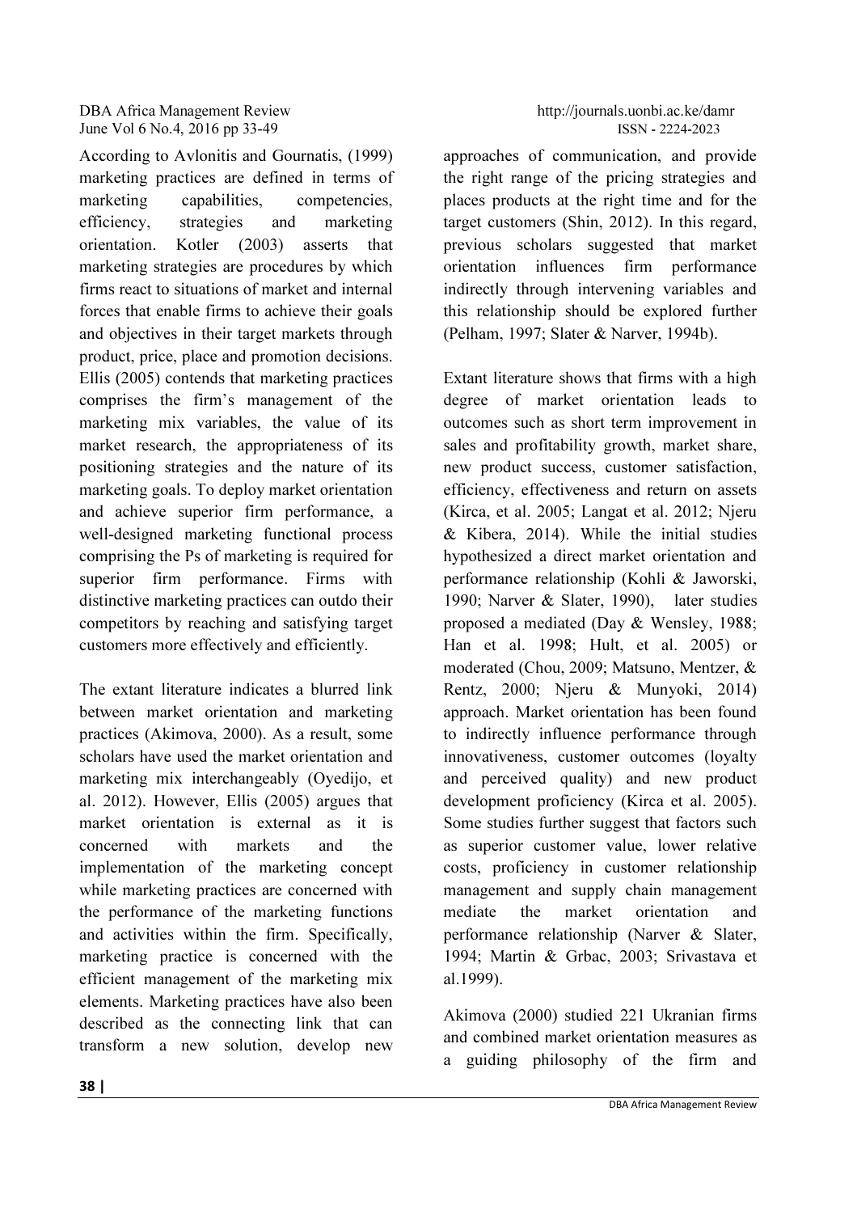According to Avlonitis and Gournatis, (1999) marketing practices are defined in terms of marketing capabilities, competencies, efficiency, strategies and marketing orientation. Kotler (2003) asserts that marketing strategies are procedures by which firms react to situations of market and internal forces that enable firms to achieve their goals and objectives in their target markets through product, price, place and promotion decisions. Ellis (2005) contends that marketing practices comprises the firm's management of the marketing mix variables, the value of its market research, the appropriateness of its positioning strategies and the nature of its marketing goals. To deploy market orientation and achieve superior firm performance, a well-designed marketing functional process comprising the Ps of marketing is required for superior firm performance. Firms with distinctive marketing practices can outdo their competitors by reaching and satisfying target customers more effectively and efficiently.

The extant literature indicates a blurred link between market orientation and marketing practices (Akimova, 2000). As a result, some scholars have used the market orientation and marketing mix interchangeably (Oyedijo, et al. 2012). However, Ellis (2005) argues that market orientation is external as it is concerned with markets and the implementation of the marketing concept while marketing practices are concerned with the performance of the marketing functions and activities within the firm. Specifically, marketing practice is concerned with the efficient management of the marketing mix elements. Marketing practices have also been described as the connecting link that can transform a new solution, develop new approaches of communication, and provide the right range of the pricing strategies and places products at the right time and for the target customers (Shin, 2012). In this regard, previous scholars suggested that market orientation influences firm performance indirectly through intervening variables and this relationship should be explored further (Pelham, 1997; Slater & Narver, 1994b).

Extant literature shows that firms with a high degree of market orientation leads to outcomes such as short term improvement in sales and profitability growth, market share, new product success, customer satisfaction, efficiency, effectiveness and return on assets (Kirca, et al. 2005; Langat et al. 2012; Njeru & Kibera, 2014). While the initial studies hypothesized a direct market orientation and performance relationship (Kohli & Jaworski, 1990; Narver & Slater, 1990), later studies proposed a mediated (Day & Wensley, 1988; Han et al. 1998; Hult, et al. 2005) or moderated (Chou, 2009; Matsuno, Mentzer, & Rentz, 2000; Njeru & Munyoki, 2014) approach. Market orientation has been found to indirectly influence performance through innovativeness, customer outcomes (loyalty and perceived quality) and new product development proficiency (Kirca et al. 2005). Some studies further suggest that factors such as superior customer value, lower relative costs, proficiency in customer relationship management and supply chain management mediate the market orientation and performance relationship (Narver & Slater, 1994; Martin & Grbac, 2003; Srivastava et al.1999).

Akimova (2000) studied 221 Ukranian firms and combined market orientation measures as a guiding philosophy of the firm and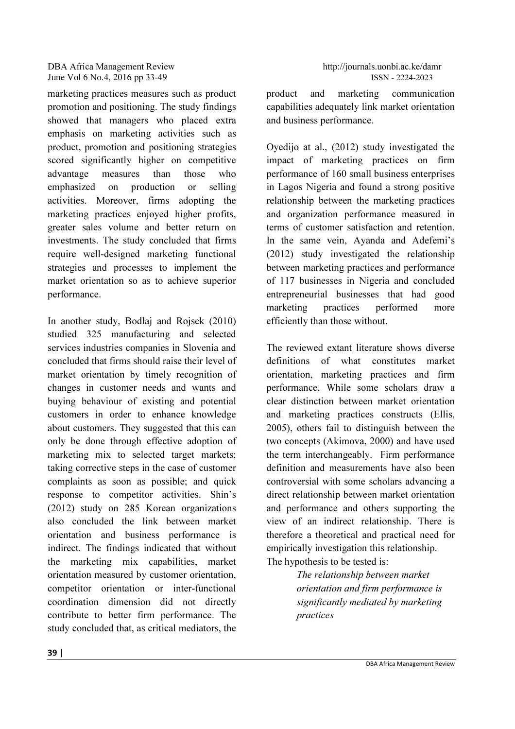marketing practices measures such as product promotion and positioning. The study findings showed that managers who placed extra emphasis on marketing activities such as product, promotion and positioning strategies scored significantly higher on competitive advantage measures than those who emphasized on production or selling activities. Moreover, firms adopting the marketing practices enjoyed higher profits, greater sales volume and better return on investments. The study concluded that firms require well-designed marketing functional strategies and processes to implement the market orientation so as to achieve superior performance.

In another study, Bodlaj and Rojsek (2010) studied 325 manufacturing and selected services industries companies in Slovenia and concluded that firms should raise their level of market orientation by timely recognition of changes in customer needs and wants and buying behaviour of existing and potential customers in order to enhance knowledge about customers. They suggested that this can only be done through effective adoption of marketing mix to selected target markets; taking corrective steps in the case of customer complaints as soon as possible; and quick response to competitor activities. Shin's (2012) study on 285 Korean organizations also concluded the link between market orientation and business performance is indirect. The findings indicated that without the marketing mix capabilities, market orientation measured by customer orientation, competitor orientation or inter-functional coordination dimension did not directly contribute to better firm performance. The study concluded that, as critical mediators, the product and marketing communication capabilities adequately link market orientation and business performance.

Oyedijo at al., (2012) study investigated the impact of marketing practices on firm performance of 160 small business enterprises in Lagos Nigeria and found a strong positive relationship between the marketing practices and organization performance measured in terms of customer satisfaction and retention. In the same vein, Ayanda and Adefemi's (2012) study investigated the relationship between marketing practices and performance of 117 businesses in Nigeria and concluded entrepreneurial businesses that had good marketing practices performed more efficiently than those without.

The reviewed extant literature shows diverse definitions of what constitutes market orientation, marketing practices and firm performance. While some scholars draw a clear distinction between market orientation and marketing practices constructs (Ellis, 2005), others fail to distinguish between the two concepts (Akimova, 2000) and have used the term interchangeably. Firm performance definition and measurements have also been controversial with some scholars advancing a direct relationship between market orientation and performance and others supporting the view of an indirect relationship. There is therefore a theoretical and practical need for empirically investigation this relationship.

The hypothesis to be tested is:

> *The relationship between market orientation and firm performance is significantly mediated by marketing practices*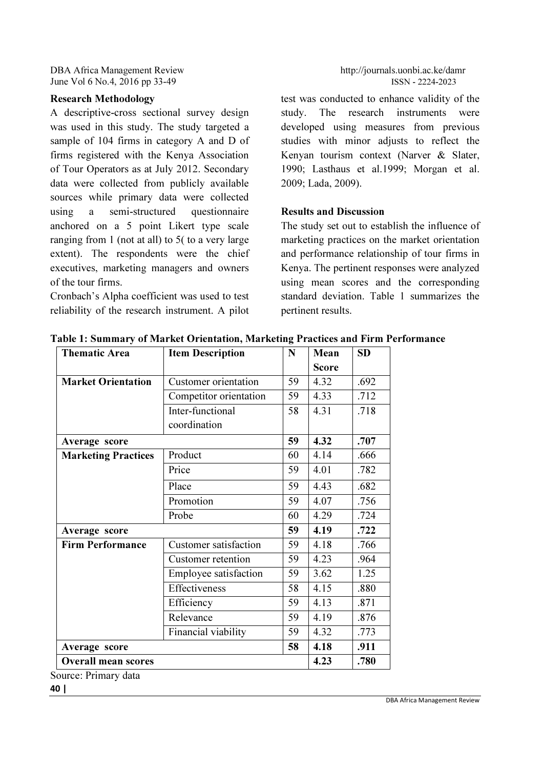## Research Methodology

A descriptive-cross sectional survey design was used in this study. The study targeted a sample of 104 firms in category A and D of firms registered with the Kenya Association of Tour Operators as at July 2012. Secondary data were collected from publicly available sources while primary data were collected using a semi-structured questionnaire anchored on a 5 point Likert type scale ranging from 1 (not at all) to 5( to a very large extent). The respondents were the chief executives, marketing managers and owners of the tour firms.

Cronbach's Alpha coefficient was used to test reliability of the research instrument. A pilot test was conducted to enhance validity of the study. The research instruments were developed using measures from previous studies with minor adjusts to reflect the Kenyan tourism context (Narver & Slater, 1990; Lasthaus et al.1999; Morgan et al. 2009; Lada, 2009).

## Results and Discussion

The study set out to establish the influence of marketing practices on the market orientation and performance relationship of tour firms in Kenya. The pertinent responses were analyzed using mean scores and the corresponding standard deviation. Table 1 summarizes the pertinent results.

**Table 1: Summary of Market Orientation, Marketing Practices and Firm Performance**

| Thematic Area | Item Description | N | Mean Score | SD |
|---|---|---|---|---|
| **Market Orientation** | Customer orientation | 59 | 4.32 | .692 |
| | Competitor orientation | 59 | 4.33 | .712 |
| | Inter-functional coordination | 58 | 4.31 | .718 |
| **Average score** | | **59** | **4.32** | **.707** |
| **Marketing Practices** | Product | 60 | 4.14 | .666 |
| | Price | 59 | 4.01 | .782 |
| | Place | 59 | 4.43 | .682 |
| | Promotion | 59 | 4.07 | .756 |
| | Probe | 60 | 4.29 | .724 |
| **Average score** | | **59** | **4.19** | **.722** |
| **Firm Performance** | Customer satisfaction | 59 | 4.18 | .766 |
| | Customer retention | 59 | 4.23 | .964 |
| | Employee satisfaction | 59 | 3.62 | 1.25 |
| | Effectiveness | 58 | 4.15 | .880 |
| | Efficiency | 59 | 4.13 | .871 |
| | Relevance | 59 | 4.19 | .876 |
| | Financial viability | 59 | 4.32 | .773 |
| **Average score** | | **58** | **4.18** | **.911** |
| **Overall mean scores** | | | **4.23** | **.780** |

Source: Primary data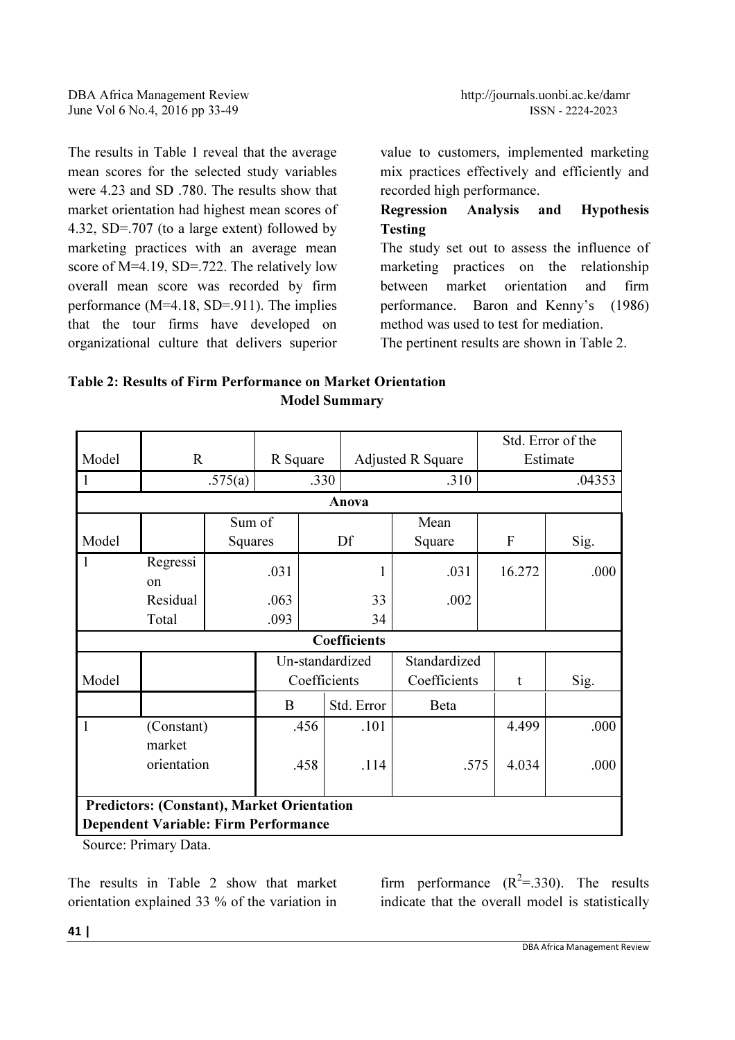The results in Table 1 reveal that the average mean scores for the selected study variables were 4.23 and SD .780. The results show that market orientation had highest mean scores of 4.32, SD=.707 (to a large extent) followed by marketing practices with an average mean score of M=4.19, SD=.722. The relatively low overall mean score was recorded by firm performance (M=4.18, SD=.911). The implies that the tour firms have developed on organizational culture that delivers superior value to customers, implemented marketing mix practices effectively and efficiently and recorded high performance.

**Regression Analysis and Hypothesis Testing**

The study set out to assess the influence of marketing practices on the relationship between market orientation and firm performance. Baron and Kenny's (1986) method was used to test for mediation.

The pertinent results are shown in Table 2.

**Table 2: Results of Firm Performance on Market Orientation**

**Model Summary**

| Model | R | R Square | Adjusted R Square | Std. Error of the Estimate |
|---|---|---|---|---|
| 1 | .575(a) | .330 | .310 | .04353 |

**Anova**

| Model | | Sum of Squares | Df | Mean Square | F | Sig. |
|---|---|---|---|---|---|---|
| 1 | Regression | .031 | 1 | .031 | 16.272 | .000 |
| | Residual | .063 | 33 | .002 | | |
| | Total | .093 | 34 | | | |

**Coefficients**

| Model | | Un-standardized Coefficients | | Standardized Coefficients | t | Sig. |
|---|---|---|---|---|---|---|
| | | B | Std. Error | Beta | | |
| 1 | (Constant) | .456 | .101 | | 4.499 | .000 |
| | market orientation | .458 | .114 | .575 | 4.034 | .000 |

**Predictors: (Constant), Market Orientation**
**Dependent Variable: Firm Performance**

Source: Primary Data.

The results in Table 2 show that market orientation explained 33 % of the variation in firm performance ($R^2$=.330). The results indicate that the overall model is statistically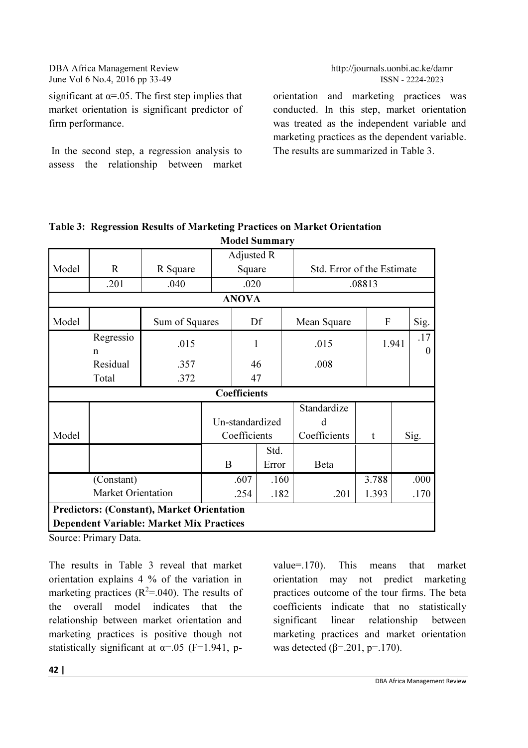significant at $\alpha$=.05. The first step implies that market orientation is significant predictor of firm performance.

In the second step, a regression analysis to assess the relationship between market orientation and marketing practices was conducted. In this step, market orientation was treated as the independent variable and marketing practices as the dependent variable. The results are summarized in Table 3.

**Table 3: Regression Results of Marketing Practices on Market Orientation**

**Model Summary**

| Model | R | R Square | Adjusted R Square | Std. Error of the Estimate |
|---|---|---|---|---|
| | .201 | .040 | .020 | .08813 |

**ANOVA**

| Model | | Sum of Squares | Df | Mean Square | F | Sig. |
|---|---|---|---|---|---|---|
| | Regression | .015 | 1 | .015 | 1.941 | .170 |
| | Residual | .357 | 46 | .008 | | |
| | Total | .372 | 47 | | | |

**Coefficients**

| Model | | Un-standardized Coefficients | | Standardized Coefficients | t | Sig. |
|---|---|---|---|---|---|---|
| | | B | Std. Error | Beta | | |
| | (Constant) | .607 | .160 | | 3.788 | .000 |
| | Market Orientation | .254 | .182 | .201 | 1.393 | .170 |

**Predictors: (Constant), Market Orientation**
**Dependent Variable: Market Mix Practices**

Source: Primary Data.

The results in Table 3 reveal that market orientation explains 4 % of the variation in marketing practices ($R^2$=.040). The results of the overall model indicates that the relationship between market orientation and marketing practices is positive though not statistically significant at $\alpha$=.05 (F=1.941, p-value=.170). This means that market orientation may not predict marketing practices outcome of the tour firms. The beta coefficients indicate that no statistically significant linear relationship between marketing practices and market orientation was detected ($\beta$=.201, p=.170).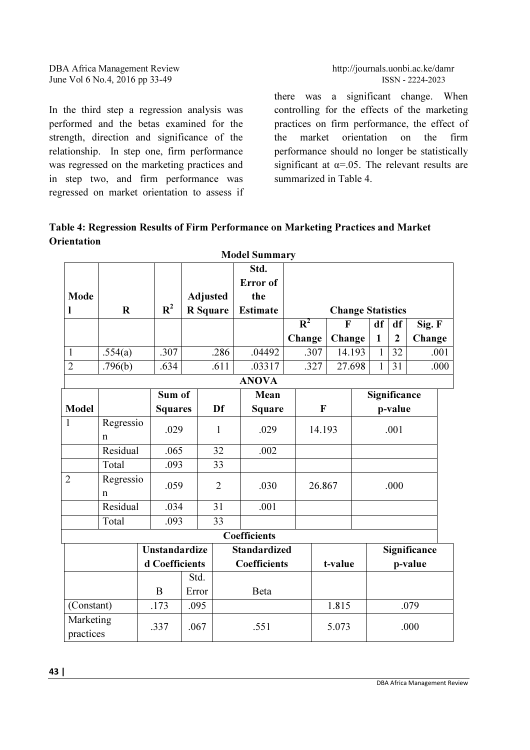In the third step a regression analysis was performed and the betas examined for the strength, direction and significance of the relationship. In step one, firm performance was regressed on the marketing practices and in step two, and firm performance was regressed on market orientation to assess if there was a significant change. When controlling for the effects of the marketing practices on firm performance, the effect of the market orientation on the firm performance should no longer be statistically significant at α=.05. The relevant results are summarized in Table 4.

**Table 4: Regression Results of Firm Performance on Marketing Practices and Market Orientation**

**Model Summary**

| Model | R | $R^2$ | Adjusted R Square | Std. Error of the Estimate | Change Statistics | | | | |
|---|---|---|---|---|---|---|---|---|---|
| | | | | | $R^2$ Change | F Change | df 1 | df 2 | Sig. F Change |
| 1 | .554(a) | .307 | .286 | .04492 | .307 | 14.193 | 1 | 32 | .001 |
| 2 | .796(b) | .634 | .611 | .03317 | .327 | 27.698 | 1 | 31 | .000 |

**ANOVA**

| Model | | Sum of Squares | Df | Mean Square | F | Significance p-value |
|---|---|---|---|---|---|---|
| 1 | Regression | .029 | 1 | .029 | 14.193 | .001 |
| | Residual | .065 | 32 | .002 | | |
| | Total | .093 | 33 | | | |
| 2 | Regression | .059 | 2 | .030 | 26.867 | .000 |
| | Residual | .034 | 31 | .001 | | |
| | Total | .093 | 33 | | | |

**Coefficients**

| | Unstandardized Coefficients | | Standardized Coefficients | t-value | Significance p-value |
|---|---|---|---|---|---|
| | B | Std. Error | Beta | | |
| (Constant) | .173 | .095 | | 1.815 | .079 |
| Marketing practices | .337 | .067 | .551 | 5.073 | .000 |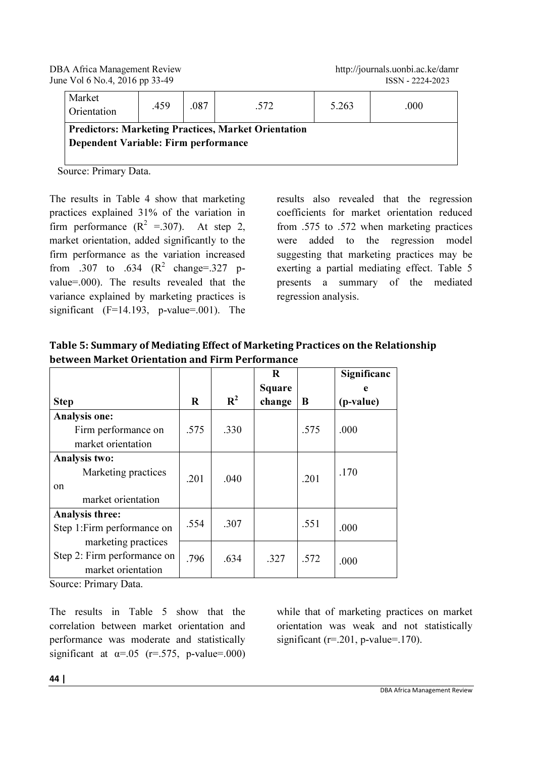| Market Orientation | .459 | .087 | .572 | 5.263 | .000 |
|---|---|---|---|---|---|
| **Predictors: Marketing Practices, Market Orientation** | | | | | |
| **Dependent Variable: Firm performance** | | | | | |

Source: Primary Data.

The results in Table 4 show that marketing practices explained 31% of the variation in firm performance ($R^2$ =.307). At step 2, market orientation, added significantly to the firm performance as the variation increased from .307 to .634 ($R^2$ change=.327 p-value=.000). The results revealed that the variance explained by marketing practices is significant (F=14.193, p-value=.001). The results also revealed that the regression coefficients for market orientation reduced from .575 to .572 when marketing practices were added to the regression model suggesting that marketing practices may be exerting a partial mediating effect. Table 5 presents a summary of the mediated regression analysis.

**Table 5: Summary of Mediating Effect of Marketing Practices on the Relationship between Market Orientation and Firm Performance**

| Step | R | $R^2$ | R Square change | B | Significance (p-value) |
|---|---|---|---|---|---|
| **Analysis one:** Firm performance on market orientation | .575 | .330 | | .575 | .000 |
| **Analysis two:** Marketing practices on market orientation | .201 | .040 | | .201 | .170 |
| **Analysis three:** Step 1:Firm performance on marketing practices | .554 | .307 | | .551 | .000 |
| Step 2: Firm performance on market orientation | .796 | .634 | .327 | .572 | .000 |

Source: Primary Data.

The results in Table 5 show that the correlation between market orientation and performance was moderate and statistically significant at $\alpha$=.05 (r=.575, p-value=.000) while that of marketing practices on market orientation was weak and not statistically significant (r=.201, p-value=.170).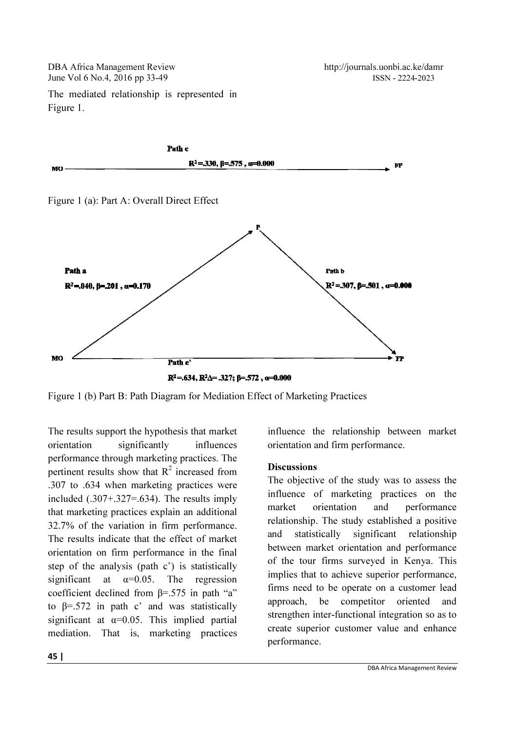The mediated relationship is represented in Figure 1.

Path c

MO —— $R^2$=.330, β=.575 , α=0.000 ——→ FP

Figure 1 (a): Part A: Overall Direct Effect

Path a

$R^2$=.040, β=.201 , α=0.170

P

Path b

$R^2$=.307, β=.501 , α=0.000

MO —— Path c' ——→ FP

$R^2$=.634, $R^2$Δ= .327; β=.572 , α=0.000

Figure 1 (b) Part B: Path Diagram for Mediation Effect of Marketing Practices

The results support the hypothesis that market orientation significantly influences performance through marketing practices. The pertinent results show that $R^2$ increased from .307 to .634 when marketing practices were included (.307+.327=.634). The results imply that marketing practices explain an additional 32.7% of the variation in firm performance. The results indicate that the effect of market orientation on firm performance in the final step of the analysis (path c') is statistically significant at α=0.05. The regression coefficient declined from β=.575 in path "a" to β=.572 in path c' and was statistically significant at α=0.05. This implied partial mediation. That is, marketing practices influence the relationship between market orientation and firm performance.

### Discussions

The objective of the study was to assess the influence of marketing practices on the market orientation and performance relationship. The study established a positive and statistically significant relationship between market orientation and performance of the tour firms surveyed in Kenya. This implies that to achieve superior performance, firms need to be operate on a customer lead approach, be competitor oriented and strengthen inter-functional integration so as to create superior customer value and enhance performance.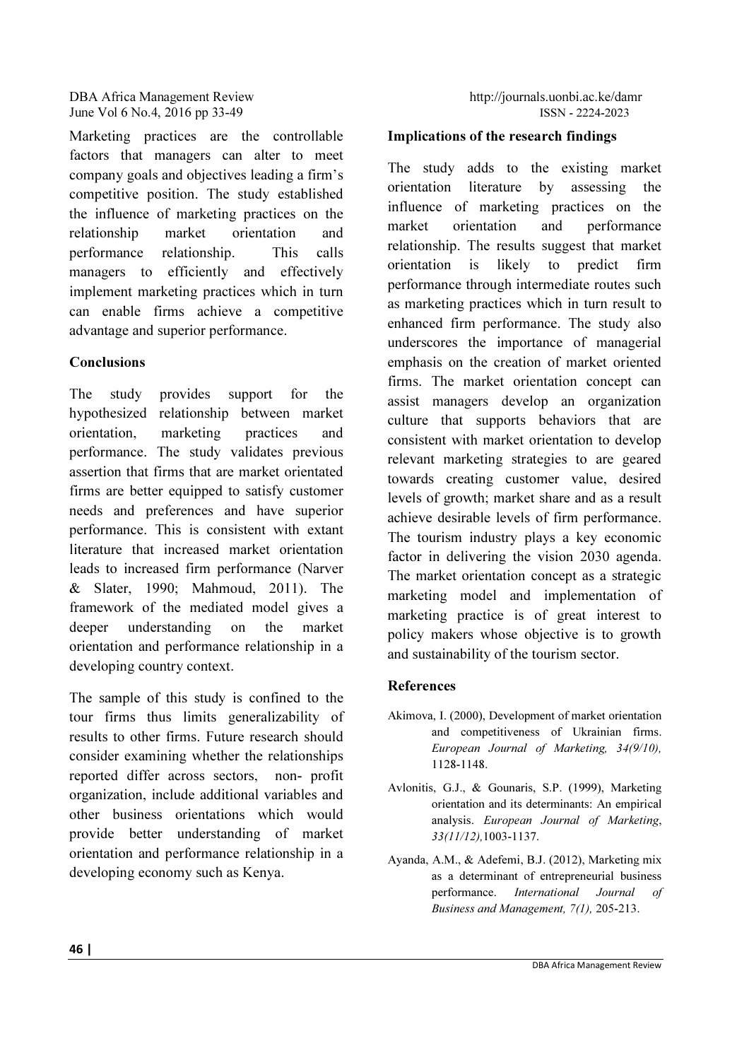Marketing practices are the controllable factors that managers can alter to meet company goals and objectives leading a firm's competitive position. The study established the influence of marketing practices on the relationship market orientation and performance relationship. This calls managers to efficiently and effectively implement marketing practices which in turn can enable firms achieve a competitive advantage and superior performance.

## Conclusions

The study provides support for the hypothesized relationship between market orientation, marketing practices and performance. The study validates previous assertion that firms that are market orientated firms are better equipped to satisfy customer needs and preferences and have superior performance. This is consistent with extant literature that increased market orientation leads to increased firm performance (Narver & Slater, 1990; Mahmoud, 2011). The framework of the mediated model gives a deeper understanding on the market orientation and performance relationship in a developing country context.

The sample of this study is confined to the tour firms thus limits generalizability of results to other firms. Future research should consider examining whether the relationships reported differ across sectors, non- profit organization, include additional variables and other business orientations which would provide better understanding of market orientation and performance relationship in a developing economy such as Kenya.

## Implications of the research findings

The study adds to the existing market orientation literature by assessing the influence of marketing practices on the market orientation and performance relationship. The results suggest that market orientation is likely to predict firm performance through intermediate routes such as marketing practices which in turn result to enhanced firm performance. The study also underscores the importance of managerial emphasis on the creation of market oriented firms. The market orientation concept can assist managers develop an organization culture that supports behaviors that are consistent with market orientation to develop relevant marketing strategies to are geared towards creating customer value, desired levels of growth; market share and as a result achieve desirable levels of firm performance. The tourism industry plays a key economic factor in delivering the vision 2030 agenda. The market orientation concept as a strategic marketing model and implementation of marketing practice is of great interest to policy makers whose objective is to growth and sustainability of the tourism sector.

## References

Akimova, I. (2000), Development of market orientation and competitiveness of Ukrainian firms. *European Journal of Marketing, 34(9/10),* 1128-1148.

Avlonitis, G.J., & Gounaris, S.P. (1999), Marketing orientation and its determinants: An empirical analysis. *European Journal of Marketing*, *33(11/12),*1003-1137.

Ayanda, A.M., & Adefemi, B.J. (2012), Marketing mix as a determinant of entrepreneurial business performance. *International Journal of Business and Management, 7(1),* 205-213.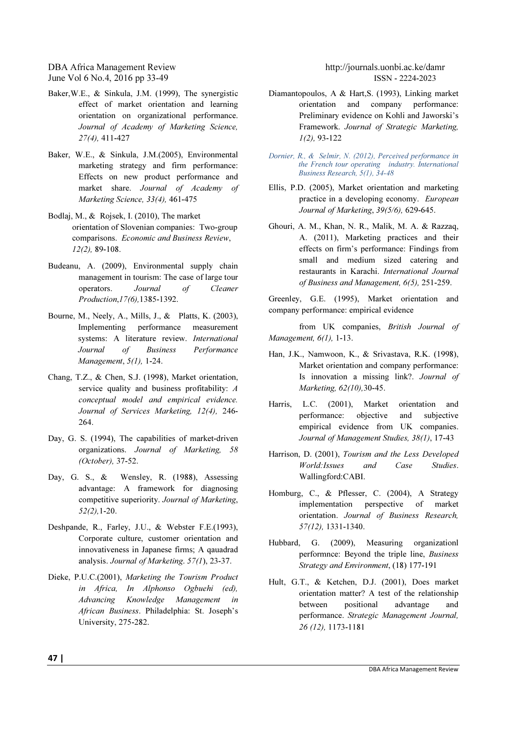Baker,W.E., & Sinkula, J.M. (1999), The synergistic effect of market orientation and learning orientation on organizational performance. *Journal of Academy of Marketing Science, 27(4),* 411-427

Baker, W.E., & Sinkula, J.M.(2005), Environmental marketing strategy and firm performance: Effects on new product performance and market share. *Journal of Academy of Marketing Science, 33(4),* 461-475

Bodlaj, M., & Rojsek, I. (2010), The market orientation of Slovenian companies: Two-group comparisons. *Economic and Business Review*, *12(2),* 89-108.

Budeanu, A. (2009), Environmental supply chain management in tourism: The case of large tour operators. *Journal of Cleaner Production,17(6),*1385-1392.

Bourne, M., Neely, A., Mills, J., & Platts, K. (2003), Implementing performance measurement systems: A literature review. *International Journal of Business Performance Management*, *5(1),* 1-24.

Chang, T.Z., & Chen, S.J. (1998), Market orientation, service quality and business profitability: *A conceptual model and empirical evidence. Journal of Services Marketing, 12(4),* 246-264.

Day, G. S. (1994), The capabilities of market-driven organizations. *Journal of Marketing, 58 (October),* 37-52.

Day, G. S., & Wensley, R. (1988), Assessing advantage: A framework for diagnosing competitive superiority. *Journal of Marketing*, *52(2),*1-20.

Deshpande, R., Farley, J.U., & Webster F.E.(1993), Corporate culture, customer orientation and innovativeness in Japanese firms; A qauadrad analysis. *Journal of Marketing*. *57(1*), 23-37.

Dieke, P.U.C.(2001), *Marketing the Tourism Product in Africa, In Alphonso Ogbuehi (ed), Advancing Knowledge Management in African Business*. Philadelphia: St. Joseph's University, 275-282.

Diamantopoulos, A & Hart,S. (1993), Linking market orientation and company performance: Preliminary evidence on Kohli and Jaworski's Framework. *Journal of Strategic Marketing, 1(2),* 93-122

*Dornier, R., & Selmir, N. (2012), Perceived performance in the French tour operating industry. International Business Research, 5(1), 34-48*

Ellis, P.D. (2005), Market orientation and marketing practice in a developing economy. *European Journal of Marketing*, *39(5/6),* 629-645.

Ghouri, A. M., Khan, N. R., Malik, M. A. & Razzaq, A. (2011), Marketing practices and their effects on firm's performance: Findings from small and medium sized catering and restaurants in Karachi. *International Journal of Business and Management, 6(5),* 251-259.

Greenley, G.E. (1995), Market orientation and company performance: empirical evidence

from UK companies, *British Journal of Management, 6(1),* 1-13.

Han, J.K., Namwoon, K., & Srivastava, R.K. (1998), Market orientation and company performance: Is innovation a missing link?. *Journal of Marketing, 62(10),*30-45.

Harris, L.C. (2001), Market orientation and performance: objective and subjective empirical evidence from UK companies. *Journal of Management Studies, 38(1)*, 17-43

Harrison, D. (2001), *Tourism and the Less Developed World:Issues and Case Studies*. Wallingford:CABI.

Homburg, C., & Pflesser, C. (2004), A Strategy implementation perspective of market orientation. *Journal of Business Research, 57(12),* 1331-1340.

Hubbard, G. (2009), Measuring organizationl performnce: Beyond the triple line, *Business Strategy and Environment*, (18) 177-191

Hult, G.T., & Ketchen, D.J. (2001), Does market orientation matter? A test of the relationship between positional advantage and performance. *Strategic Management Journal, 26 (12),* 1173-1181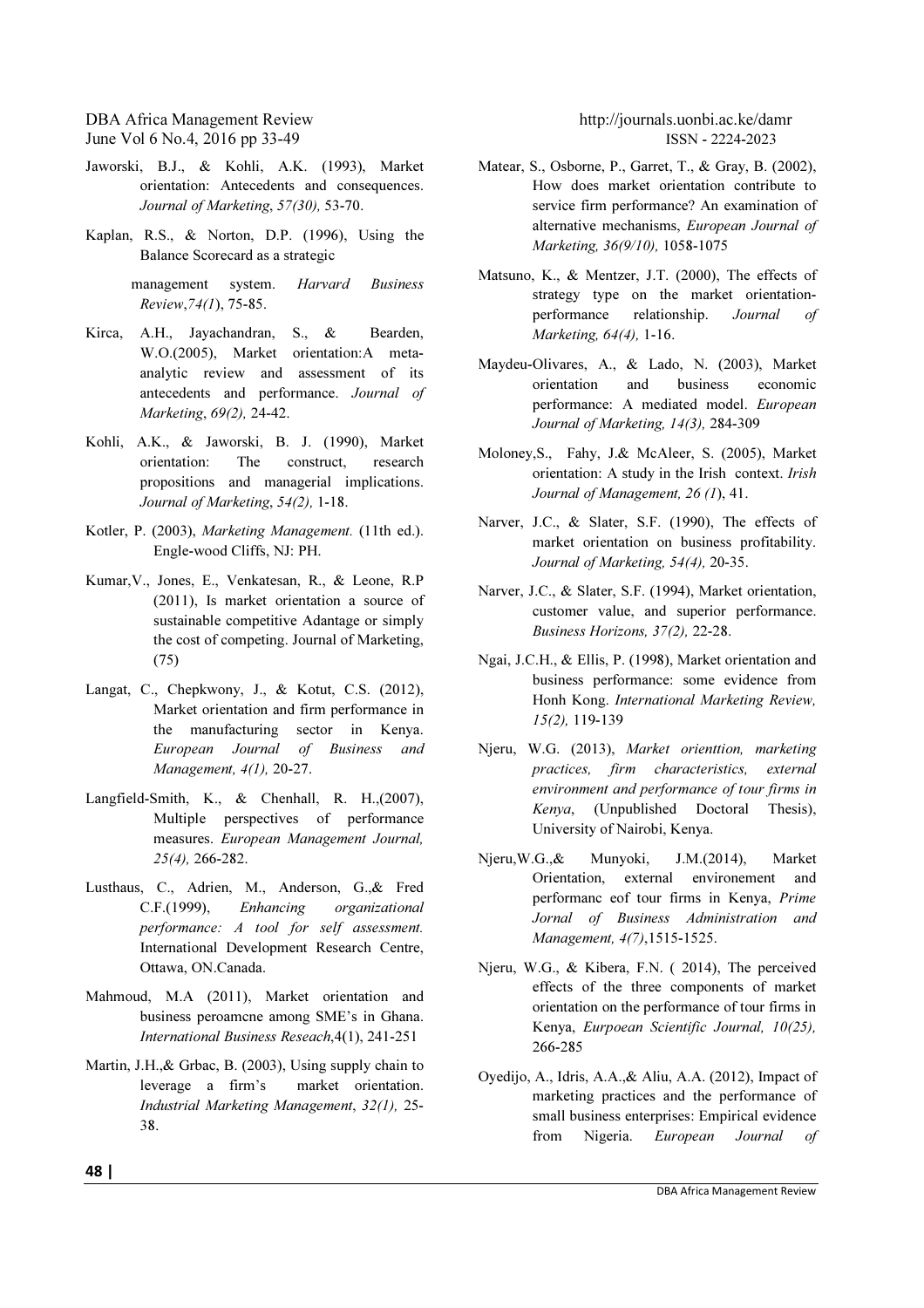Jaworski, B.J., & Kohli, A.K. (1993), Market orientation: Antecedents and consequences. *Journal of Marketing*, *57(30),* 53-70.

Kaplan, R.S., & Norton, D.P. (1996), Using the Balance Scorecard as a strategic management system. *Harvard Business Review*,*74(1*), 75-85.

Kirca, A.H., Jayachandran, S., & Bearden, W.O.(2005), Market orientation:A meta-analytic review and assessment of its antecedents and performance. *Journal of Marketing*, *69(2),* 24-42.

Kohli, A.K., & Jaworski, B. J. (1990), Market orientation: The construct, research propositions and managerial implications. *Journal of Marketing*, *54(2),* 1-18.

Kotler, P. (2003), *Marketing Management.* (11th ed.). Engle-wood Cliffs, NJ: PH.

Kumar,V., Jones, E., Venkatesan, R., & Leone, R.P (2011), Is market orientation a source of sustainable competitive Adantage or simply the cost of competing. Journal of Marketing, (75)

Langat, C., Chepkwony, J., & Kotut, C.S. (2012), Market orientation and firm performance in the manufacturing sector in Kenya. *European Journal of Business and Management, 4(1),* 20-27.

Langfield-Smith, K., & Chenhall, R. H.,(2007), Multiple perspectives of performance measures. *European Management Journal, 25(4),* 266-282.

Lusthaus, C., Adrien, M., Anderson, G.,& Fred C.F.(1999), *Enhancing organizational performance: A tool for self assessment.* International Development Research Centre, Ottawa, ON.Canada.

Mahmoud, M.A (2011), Market orientation and business peroamcne among SME's in Ghana. *International Business Reseach*,4(1), 241-251

Martin, J.H.,& Grbac, B. (2003), Using supply chain to leverage a firm's market orientation. *Industrial Marketing Management*, *32(1),* 25-38.

Matear, S., Osborne, P., Garret, T., & Gray, B. (2002), How does market orientation contribute to service firm performance? An examination of alternative mechanisms, *European Journal of Marketing, 36(9/10),* 1058-1075

Matsuno, K., & Mentzer, J.T. (2000), The effects of strategy type on the market orientation-performance relationship. *Journal of Marketing, 64(4),* 1-16.

Maydeu-Olivares, A., & Lado, N. (2003), Market orientation and business economic performance: A mediated model. *European Journal of Marketing, 14(3),* 284-309

Moloney,S., Fahy, J.& McAleer, S. (2005), Market orientation: A study in the Irish context. *Irish Journal of Management, 26 (1*), 41.

Narver, J.C., & Slater, S.F. (1990), The effects of market orientation on business profitability. *Journal of Marketing, 54(4),* 20-35.

Narver, J.C., & Slater, S.F. (1994), Market orientation, customer value, and superior performance. *Business Horizons, 37(2),* 22-28.

Ngai, J.C.H., & Ellis, P. (1998), Market orientation and business performance: some evidence from Honh Kong. *International Marketing Review, 15(2),* 119-139

Njeru, W.G. (2013), *Market orienttion, marketing practices, firm characteristics, external environment and performance of tour firms in Kenya*, (Unpublished Doctoral Thesis), University of Nairobi, Kenya.

Njeru,W.G.,& Munyoki, J.M.(2014), Market Orientation, external environement and performanc eof tour firms in Kenya, *Prime Jornal of Business Administration and Management, 4(7)*,1515-1525.

Njeru, W.G., & Kibera, F.N. ( 2014), The perceived effects of the three components of market orientation on the performance of tour firms in Kenya, *Eurpoean Scientific Journal, 10(25),* 266-285

Oyedijo, A., Idris, A.A.,& Aliu, A.A. (2012), Impact of marketing practices and the performance of small business enterprises: Empirical evidence from Nigeria. *European Journal of*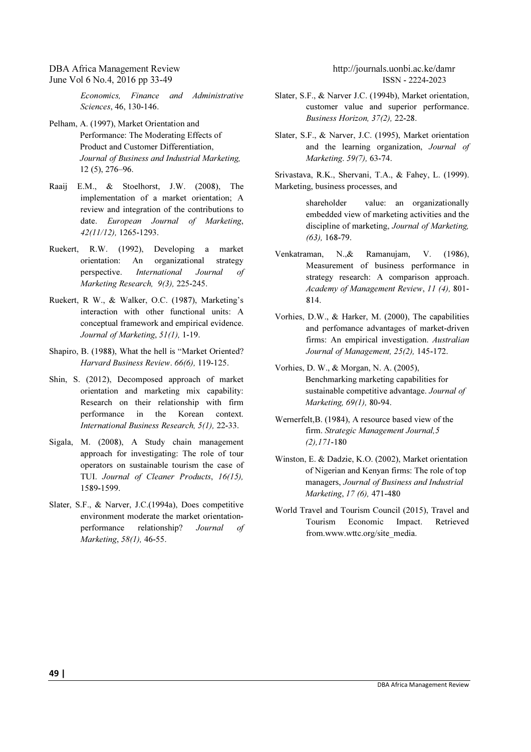*Economics, Finance and Administrative Sciences*, 46, 130-146.

Pelham, A. (1997), Market Orientation and Performance: The Moderating Effects of Product and Customer Differentiation, *Journal of Business and Industrial Marketing,* 12 (5), 276–96.

Raaij E.M., & Stoelhorst, J.W. (2008), The implementation of a market orientation; A review and integration of the contributions to date. *European Journal of Marketing*, *42(11/12),* 1265-1293.

Ruekert, R.W. (1992), Developing a market orientation: An organizational strategy perspective. *International Journal of Marketing Research, 9(3),* 225-245.

Ruekert, R W., & Walker, O.C. (1987), Marketing's interaction with other functional units: A conceptual framework and empirical evidence. *Journal of Marketing*, *51(1),* 1-19.

Shapiro, B. (1988), What the hell is "Market Oriented? *Harvard Business Review*. *66(6),* 119-125.

Shin, S. (2012), Decomposed approach of market orientation and marketing mix capability: Research on their relationship with firm performance in the Korean context. *International Business Research, 5(1),* 22-33.

Sigala, M. (2008), A Study chain management approach for investigating: The role of tour operators on sustainable tourism the case of TUI. *Journal of Cleaner Products*, *16(15),* 1589-1599.

Slater, S.F., & Narver, J.C.(1994a), Does competitive environment moderate the market orientation-performance relationship? *Journal of Marketing*, *58(1),* 46-55.

Slater, S.F., & Narver J.C. (1994b), Market orientation, customer value and superior performance. *Business Horizon, 37(2),* 22-28.

Slater, S.F., & Narver, J.C. (1995), Market orientation and the learning organization, *Journal of Marketing*. *59(7),* 63-74.

Srivastava, R.K., Shervani, T.A., & Fahey, L. (1999). Marketing, business processes, and shareholder value: an organizationally embedded view of marketing activities and the discipline of marketing, *Journal of Marketing, (63),* 168-79.

Venkatraman, N.,& Ramanujam, V. (1986), Measurement of business performance in strategy research: A comparison approach. *Academy of Management Review*, *11 (4),* 801-814.

Vorhies, D.W., & Harker, M. (2000), The capabilities and perfomance advantages of market-driven firms: An empirical investigation. *Australian Journal of Management, 25(2),* 145-172.

Vorhies, D. W., & Morgan, N. A. (2005), Benchmarking marketing capabilities for sustainable competitive advantage. *Journal of Marketing, 69(1),* 80-94.

Wernerfelt,B. (1984), A resource based view of the firm. *Strategic Management Journal,5 (2),171*-180

Winston, E. & Dadzie, K.O. (2002), Market orientation of Nigerian and Kenyan firms: The role of top managers, *Journal of Business and Industrial Marketing*, *17 (6),* 471-480

World Travel and Tourism Council (2015), Travel and Tourism Economic Impact. Retrieved from.www.wttc.org/site_media.